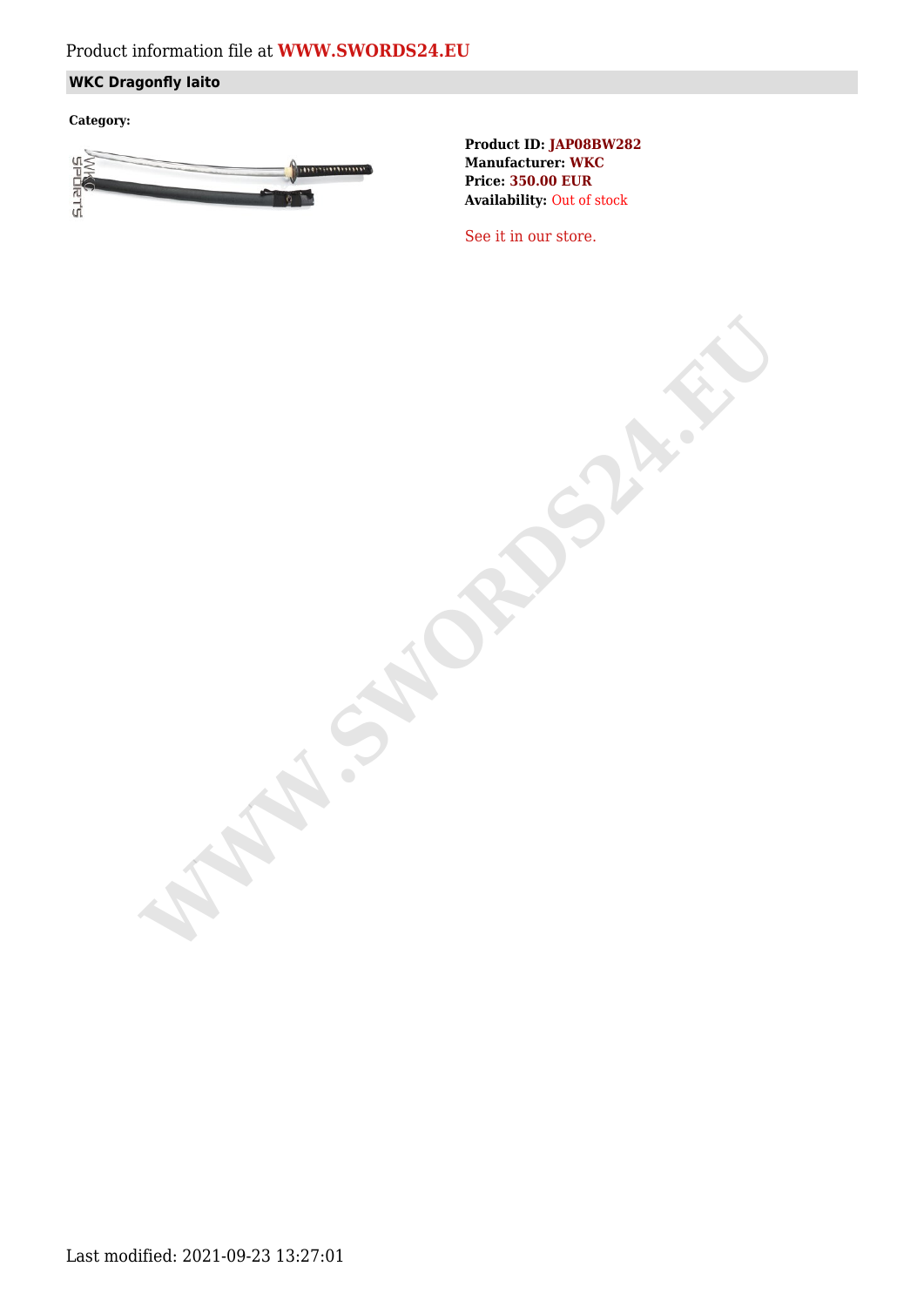Product information file at **WWW.SWORDS24.EU**

## WKC Dragonfly Iaito

**Category:**

**Product ID:** JAP08BW282
**Manufacturer:** WKC
**Price:** 350.00 EUR
**Availability:** Out of stock

See it in our store.

Last modified: 2021-09-23 13:27:01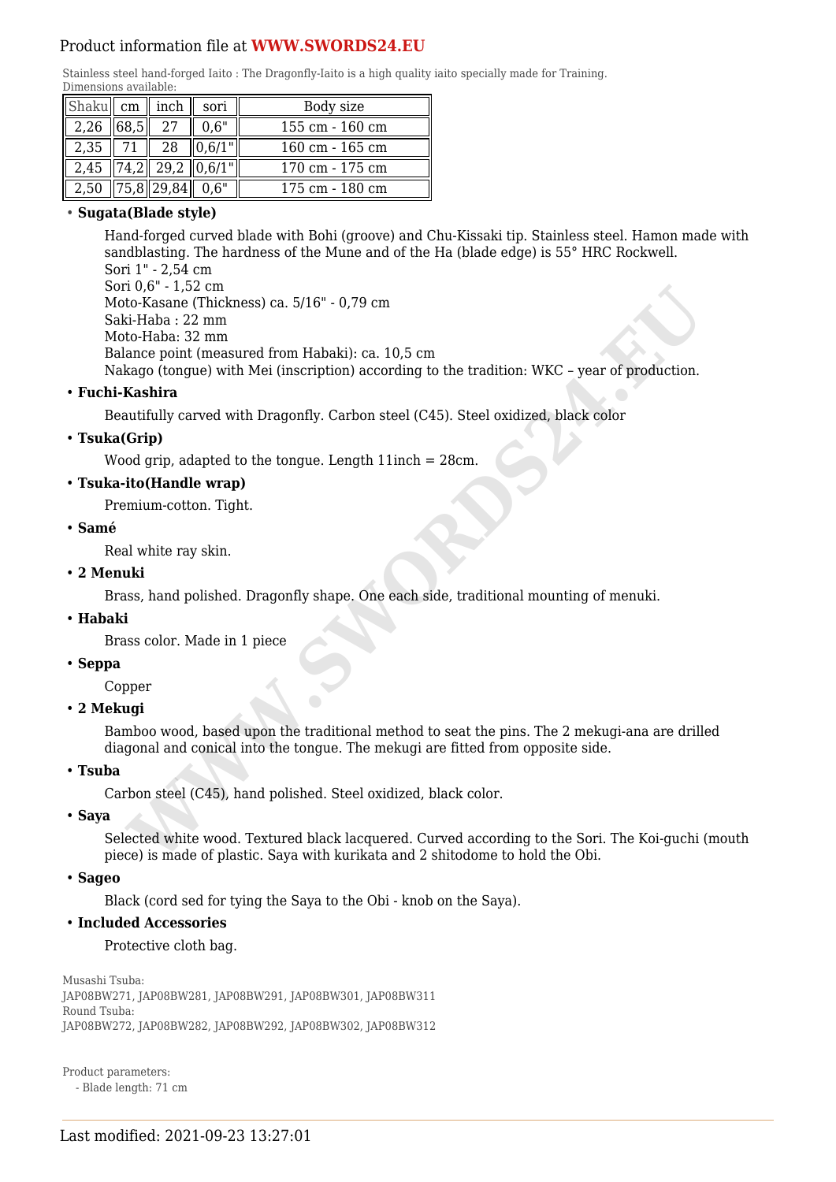Product information file at **WWW.SWORDS24.EU**

Stainless steel hand-forged Iaito : The Dragonfly-Iaito is a high quality iaito specially made for Training.
Dimensions available:

| Shaku | cm | inch | sori | Body size |
|---|---|---|---|---|
| 2,26 | 68,5 | 27 | 0,6" | 155 cm - 160 cm |
| 2,35 | 71 | 28 | 0,6/1" | 160 cm - 165 cm |
| 2,45 | 74,2 | 29,2 | 0,6/1" | 170 cm - 175 cm |
| 2,50 | 75,8 | 29,84 | 0,6" | 175 cm - 180 cm |

- **Sugata(Blade style)**

  Hand-forged curved blade with Bohi (groove) and Chu-Kissaki tip. Stainless steel. Hamon made with sandblasting. The hardness of the Mune and of the Ha (blade edge) is 55° HRC Rockwell.
  Sori 1" - 2,54 cm
  Sori 0,6" - 1,52 cm
  Moto-Kasane (Thickness) ca. 5/16" - 0,79 cm
  Saki-Haba : 22 mm
  Moto-Haba: 32 mm
  Balance point (measured from Habaki): ca. 10,5 cm
  Nakago (tongue) with Mei (inscription) according to the tradition: WKC – year of production.

- **Fuchi-Kashira**

  Beautifully carved with Dragonfly. Carbon steel (C45). Steel oxidized, black color

- **Tsuka(Grip)**

  Wood grip, adapted to the tongue. Length 11inch = 28cm.

- **Tsuka-ito(Handle wrap)**

  Premium-cotton. Tight.

- **Samé**

  Real white ray skin.

- **2 Menuki**

  Brass, hand polished. Dragonfly shape. One each side, traditional mounting of menuki.

- **Habaki**

  Brass color. Made in 1 piece

- **Seppa**

  Copper

- **2 Mekugi**

  Bamboo wood, based upon the traditional method to seat the pins. The 2 mekugi-ana are drilled diagonal and conical into the tongue. The mekugi are fitted from opposite side.

- **Tsuba**

  Carbon steel (C45), hand polished. Steel oxidized, black color.

- **Saya**

  Selected white wood. Textured black lacquered. Curved according to the Sori. The Koi-guchi (mouth piece) is made of plastic. Saya with kurikata and 2 shitodome to hold the Obi.

- **Sageo**

  Black (cord sed for tying the Saya to the Obi - knob on the Saya).

- **Included Accessories**

  Protective cloth bag.

Musashi Tsuba:
JAP08BW271, JAP08BW281, JAP08BW291, JAP08BW301, JAP08BW311
Round Tsuba:
JAP08BW272, JAP08BW282, JAP08BW292, JAP08BW302, JAP08BW312

Product parameters:
- Blade length: 71 cm

Last modified: 2021-09-23 13:27:01